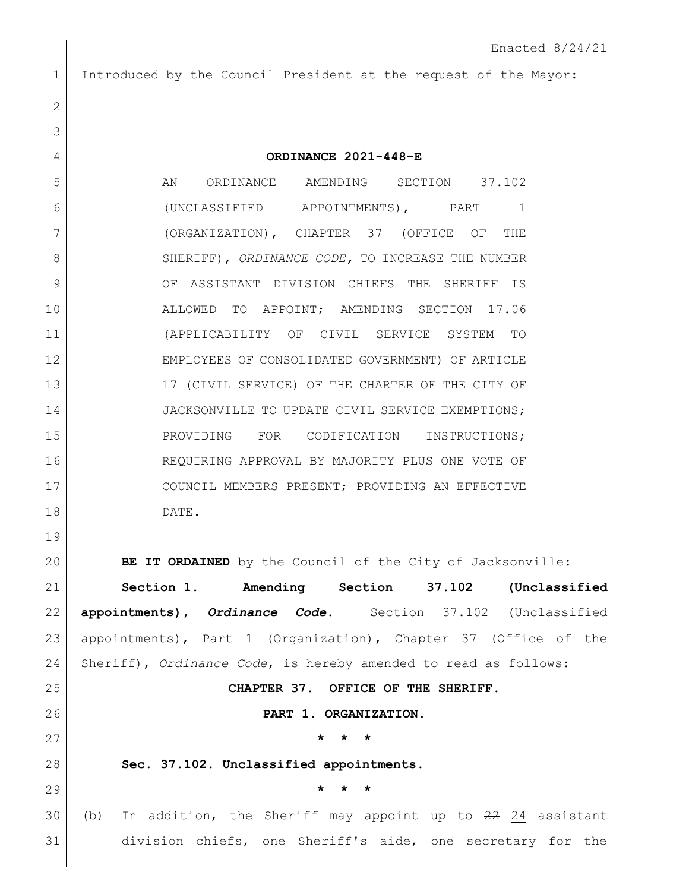Enacted 8/24/21

Introduced by the Council President at the request of the Mayor:

**ORDINANCE 2021-448-E**

AN ORDINANCE AMENDING SECTION 37.102 (UNCLASSIFIED APPOINTMENTS), PART 1 (ORGANIZATION), CHAPTER 37 (OFFICE OF THE SHERIFF), *ORDINANCE CODE,* TO INCREASE THE NUMBER OF ASSISTANT DIVISION CHIEFS THE SHERIFF IS ALLOWED TO APPOINT; AMENDING SECTION 17.06 (APPLICABILITY OF CIVIL SERVICE SYSTEM TO EMPLOYEES OF CONSOLIDATED GOVERNMENT) OF ARTICLE 17 (CIVIL SERVICE) OF THE CHARTER OF THE CITY OF JACKSONVILLE TO UPDATE CIVIL SERVICE EXEMPTIONS; PROVIDING FOR CODIFICATION INSTRUCTIONS; REQUIRING APPROVAL BY MAJORITY PLUS ONE VOTE OF COUNCIL MEMBERS PRESENT; PROVIDING AN EFFECTIVE DATE.

**BE IT ORDAINED** by the Council of the City of Jacksonville:

**Section 1. Amending Section 37.102 (Unclassified appointments), *Ordinance Code*.** Section 37.102 (Unclassified appointments), Part 1 (Organization), Chapter 37 (Office of the Sheriff), *Ordinance Code*, is hereby amended to read as follows:

**CHAPTER 37. OFFICE OF THE SHERIFF.**

**PART 1. ORGANIZATION.**

\* \* \*

**Sec. 37.102. Unclassified appointments.**

\* \* \*

(b) In addition, the Sheriff may appoint up to ~~22~~ <u>24</u> assistant division chiefs, one Sheriff's aide, one secretary for the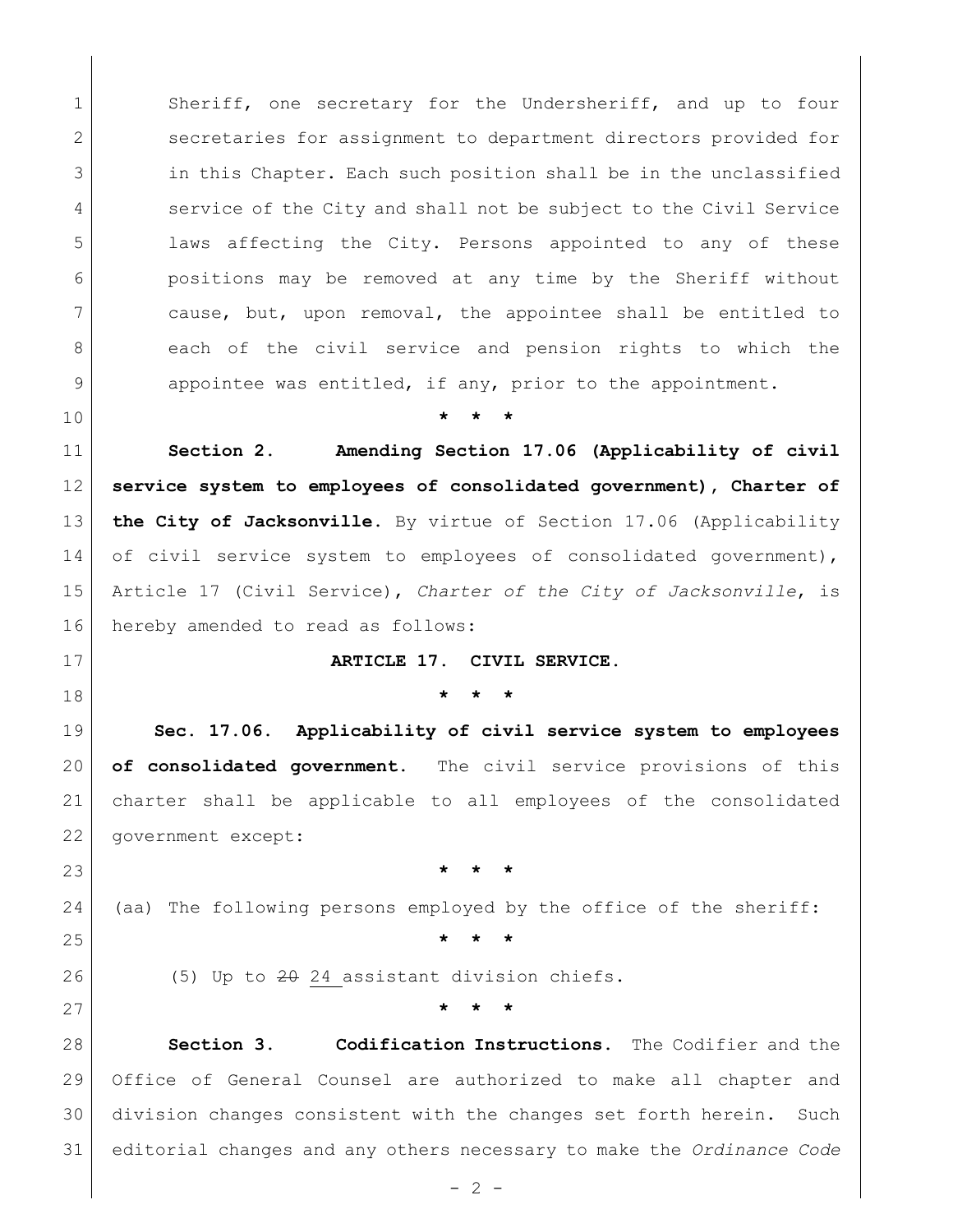Sheriff, one secretary for the Undersheriff, and up to four secretaries for assignment to department directors provided for in this Chapter. Each such position shall be in the unclassified service of the City and shall not be subject to the Civil Service laws affecting the City. Persons appointed to any of these positions may be removed at any time by the Sheriff without cause, but, upon removal, the appointee shall be entitled to each of the civil service and pension rights to which the appointee was entitled, if any, prior to the appointment.

**\* \* \***

**Section 2. Amending Section 17.06 (Applicability of civil service system to employees of consolidated government), Charter of the City of Jacksonville.** By virtue of Section 17.06 (Applicability of civil service system to employees of consolidated government), Article 17 (Civil Service), *Charter of the City of Jacksonville*, is hereby amended to read as follows:

**ARTICLE 17. CIVIL SERVICE.**

**\* \* \***

**Sec. 17.06. Applicability of civil service system to employees of consolidated government.** The civil service provisions of this charter shall be applicable to all employees of the consolidated government except:

**\* \* \***

(aa) The following persons employed by the office of the sheriff:

**\* \* \***

(5) Up to ~~20~~ <u>24</u> assistant division chiefs.

**\* \* \***

**Section 3. Codification Instructions.** The Codifier and the Office of General Counsel are authorized to make all chapter and division changes consistent with the changes set forth herein. Such editorial changes and any others necessary to make the *Ordinance Code*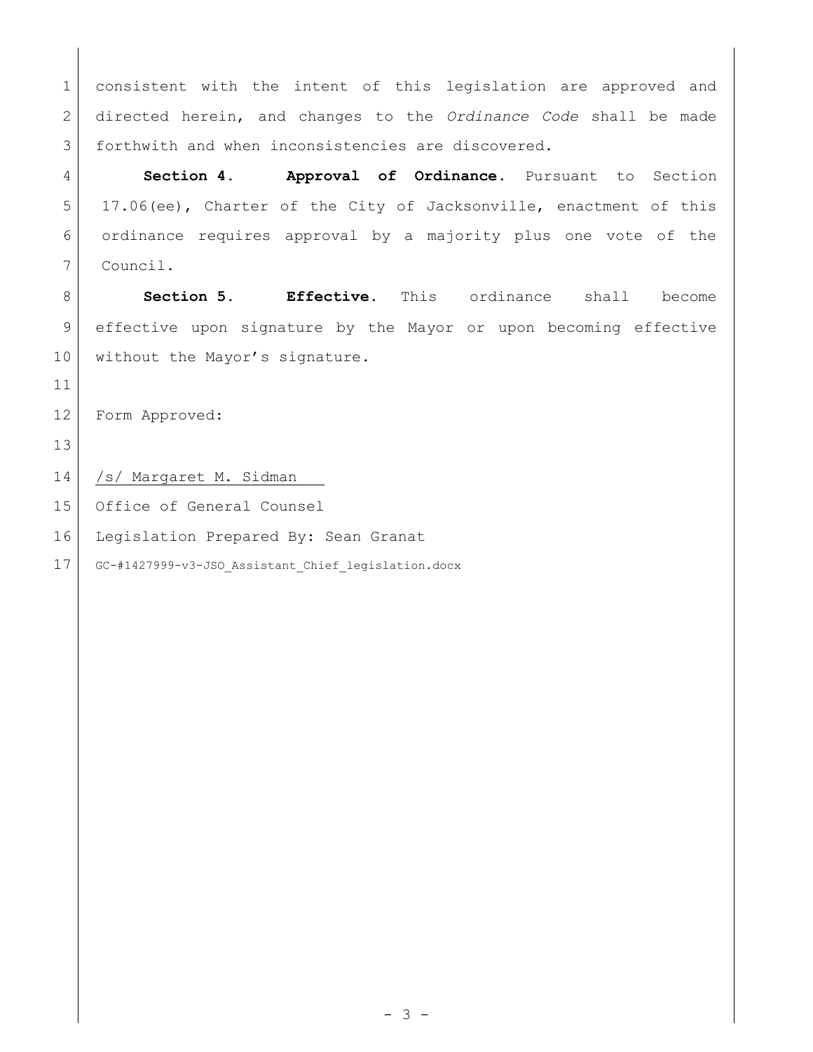consistent with the intent of this legislation are approved and directed herein, and changes to the *Ordinance Code* shall be made forthwith and when inconsistencies are discovered.

**Section 4. Approval of Ordinance.** Pursuant to Section 17.06(ee), Charter of the City of Jacksonville, enactment of this ordinance requires approval by a majority plus one vote of the Council.

**Section 5. Effective.** This ordinance shall become effective upon signature by the Mayor or upon becoming effective without the Mayor's signature.

Form Approved:

/s/ Margaret M. Sidman

Office of General Counsel

Legislation Prepared By: Sean Granat

GC-#1427999-v3-JSO_Assistant_Chief_legislation.docx